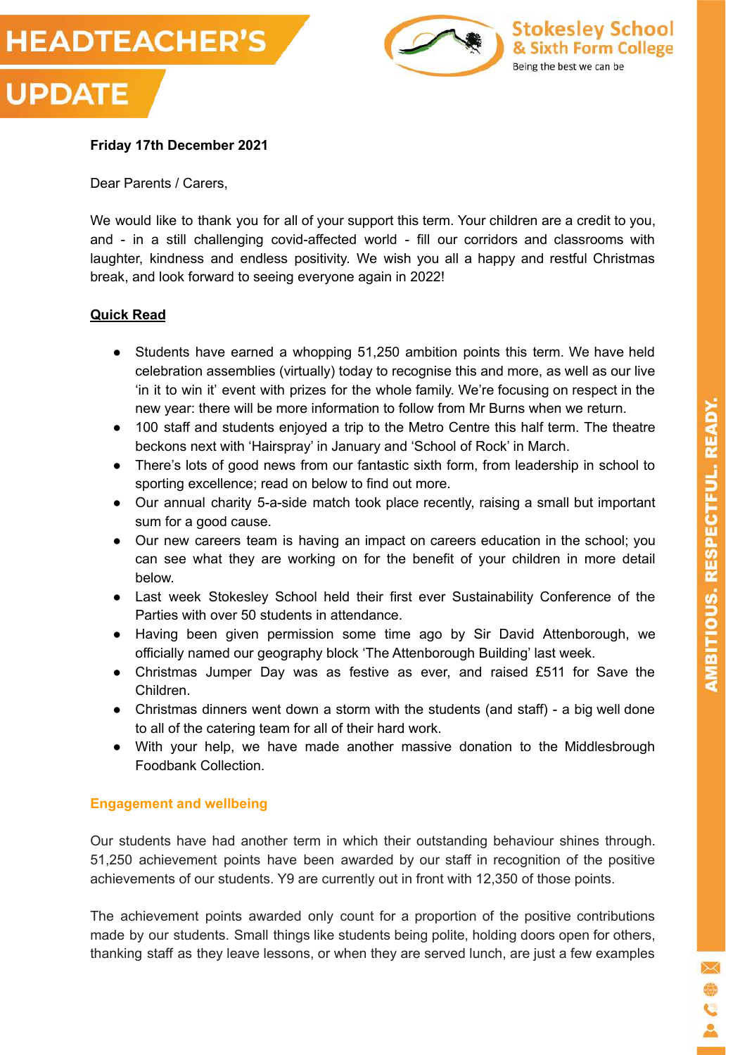# HEADTEACHER'S UPDATE

Stokesley School & Sixth Form College

Being the best we can be

**Friday 17th December 2021**

Dear Parents / Carers,

We would like to thank you for all of your support this term. Your children are a credit to you, and - in a still challenging covid-affected world - fill our corridors and classrooms with laughter, kindness and endless positivity. We wish you all a happy and restful Christmas break, and look forward to seeing everyone again in 2022!

**Quick Read**

- Students have earned a whopping 51,250 ambition points this term. We have held celebration assemblies (virtually) today to recognise this and more, as well as our live 'in it to win it' event with prizes for the whole family. We're focusing on respect in the new year: there will be more information to follow from Mr Burns when we return.
- 100 staff and students enjoyed a trip to the Metro Centre this half term. The theatre beckons next with 'Hairspray' in January and 'School of Rock' in March.
- There's lots of good news from our fantastic sixth form, from leadership in school to sporting excellence; read on below to find out more.
- Our annual charity 5-a-side match took place recently, raising a small but important sum for a good cause.
- Our new careers team is having an impact on careers education in the school; you can see what they are working on for the benefit of your children in more detail below.
- Last week Stokesley School held their first ever Sustainability Conference of the Parties with over 50 students in attendance.
- Having been given permission some time ago by Sir David Attenborough, we officially named our geography block 'The Attenborough Building' last week.
- Christmas Jumper Day was as festive as ever, and raised £511 for Save the Children.
- Christmas dinners went down a storm with the students (and staff) - a big well done to all of the catering team for all of their hard work.
- With your help, we have made another massive donation to the Middlesbrough Foodbank Collection.

## Engagement and wellbeing

Our students have had another term in which their outstanding behaviour shines through. 51,250 achievement points have been awarded by our staff in recognition of the positive achievements of our students. Y9 are currently out in front with 12,350 of those points.

The achievement points awarded only count for a proportion of the positive contributions made by our students. Small things like students being polite, holding doors open for others, thanking staff as they leave lessons, or when they are served lunch, are just a few examples

AMBITIOUS. RESPECTFUL. READY.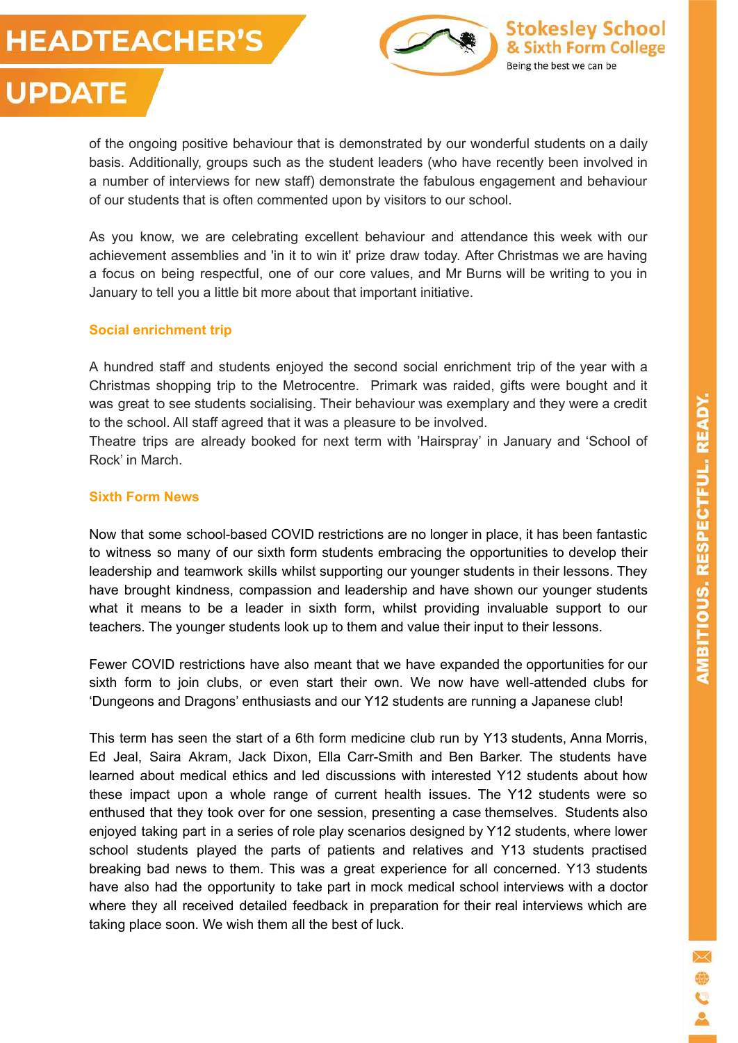of the ongoing positive behaviour that is demonstrated by our wonderful students on a daily basis. Additionally, groups such as the student leaders (who have recently been involved in a number of interviews for new staff) demonstrate the fabulous engagement and behaviour of our students that is often commented upon by visitors to our school.

As you know, we are celebrating excellent behaviour and attendance this week with our achievement assemblies and 'in it to win it' prize draw today. After Christmas we are having a focus on being respectful, one of our core values, and Mr Burns will be writing to you in January to tell you a little bit more about that important initiative.

## Social enrichment trip

A hundred staff and students enjoyed the second social enrichment trip of the year with a Christmas shopping trip to the Metrocentre. Primark was raided, gifts were bought and it was great to see students socialising. Their behaviour was exemplary and they were a credit to the school. All staff agreed that it was a pleasure to be involved.
Theatre trips are already booked for next term with 'Hairspray' in January and 'School of Rock' in March.

## Sixth Form News

Now that some school-based COVID restrictions are no longer in place, it has been fantastic to witness so many of our sixth form students embracing the opportunities to develop their leadership and teamwork skills whilst supporting our younger students in their lessons. They have brought kindness, compassion and leadership and have shown our younger students what it means to be a leader in sixth form, whilst providing invaluable support to our teachers. The younger students look up to them and value their input to their lessons.

Fewer COVID restrictions have also meant that we have expanded the opportunities for our sixth form to join clubs, or even start their own. We now have well-attended clubs for 'Dungeons and Dragons' enthusiasts and our Y12 students are running a Japanese club!

This term has seen the start of a 6th form medicine club run by Y13 students, Anna Morris, Ed Jeal, Saira Akram, Jack Dixon, Ella Carr-Smith and Ben Barker. The students have learned about medical ethics and led discussions with interested Y12 students about how these impact upon a whole range of current health issues. The Y12 students were so enthused that they took over for one session, presenting a case themselves. Students also enjoyed taking part in a series of role play scenarios designed by Y12 students, where lower school students played the parts of patients and relatives and Y13 students practised breaking bad news to them. This was a great experience for all concerned. Y13 students have also had the opportunity to take part in mock medical school interviews with a doctor where they all received detailed feedback in preparation for their real interviews which are taking place soon. We wish them all the best of luck.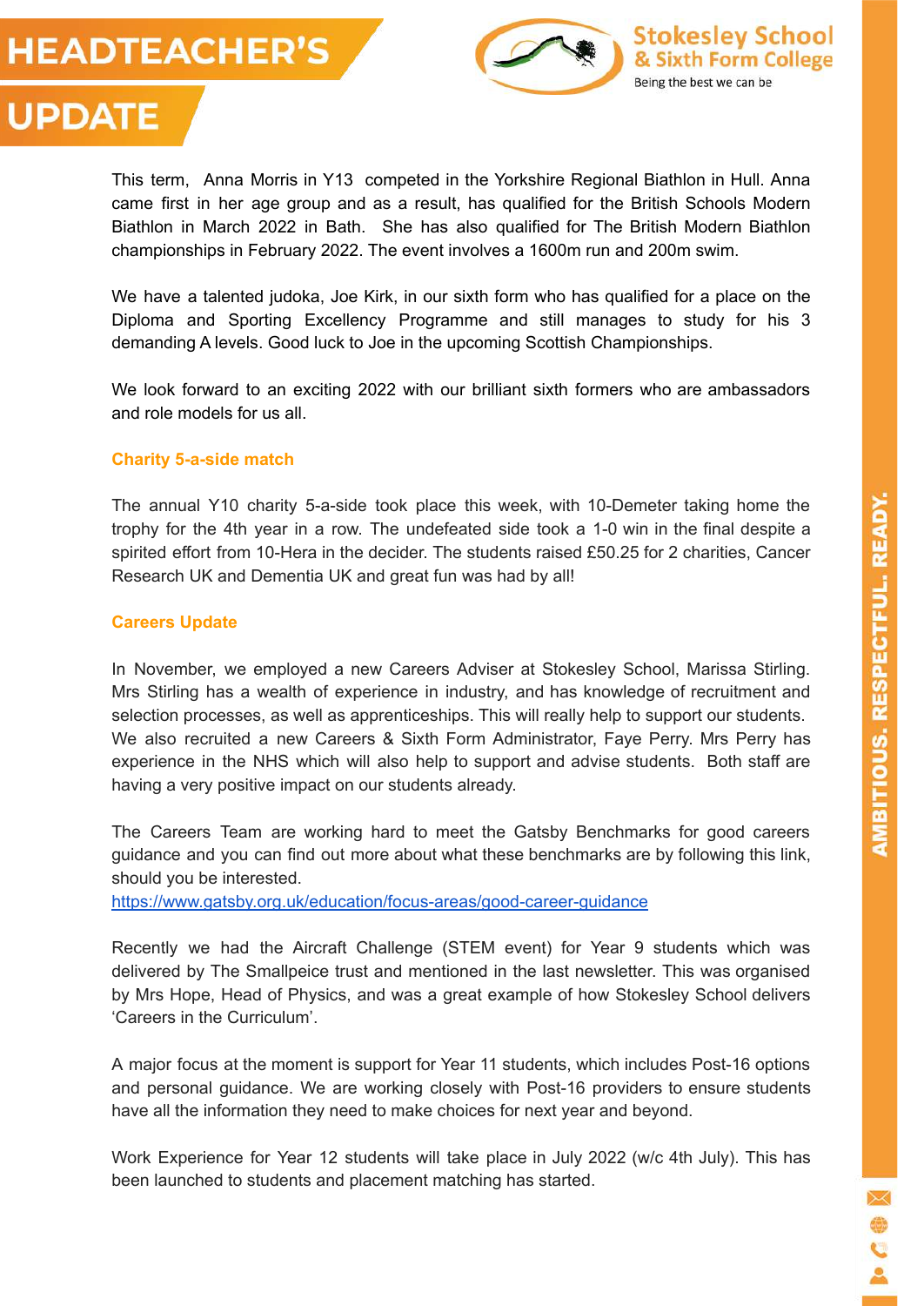This term, Anna Morris in Y13 competed in the Yorkshire Regional Biathlon in Hull. Anna came first in her age group and as a result, has qualified for the British Schools Modern Biathlon in March 2022 in Bath. She has also qualified for The British Modern Biathlon championships in February 2022. The event involves a 1600m run and 200m swim.

We have a talented judoka, Joe Kirk, in our sixth form who has qualified for a place on the Diploma and Sporting Excellency Programme and still manages to study for his 3 demanding A levels. Good luck to Joe in the upcoming Scottish Championships.

We look forward to an exciting 2022 with our brilliant sixth formers who are ambassadors and role models for us all.

### Charity 5-a-side match

The annual Y10 charity 5-a-side took place this week, with 10-Demeter taking home the trophy for the 4th year in a row. The undefeated side took a 1-0 win in the final despite a spirited effort from 10-Hera in the decider. The students raised £50.25 for 2 charities, Cancer Research UK and Dementia UK and great fun was had by all!

### Careers Update

In November, we employed a new Careers Adviser at Stokesley School, Marissa Stirling. Mrs Stirling has a wealth of experience in industry, and has knowledge of recruitment and selection processes, as well as apprenticeships. This will really help to support our students. We also recruited a new Careers & Sixth Form Administrator, Faye Perry. Mrs Perry has experience in the NHS which will also help to support and advise students. Both staff are having a very positive impact on our students already.

The Careers Team are working hard to meet the Gatsby Benchmarks for good careers guidance and you can find out more about what these benchmarks are by following this link, should you be interested.
https://www.gatsby.org.uk/education/focus-areas/good-career-guidance

Recently we had the Aircraft Challenge (STEM event) for Year 9 students which was delivered by The Smallpeice trust and mentioned in the last newsletter. This was organised by Mrs Hope, Head of Physics, and was a great example of how Stokesley School delivers 'Careers in the Curriculum'.

A major focus at the moment is support for Year 11 students, which includes Post-16 options and personal guidance. We are working closely with Post-16 providers to ensure students have all the information they need to make choices for next year and beyond.

Work Experience for Year 12 students will take place in July 2022 (w/c 4th July). This has been launched to students and placement matching has started.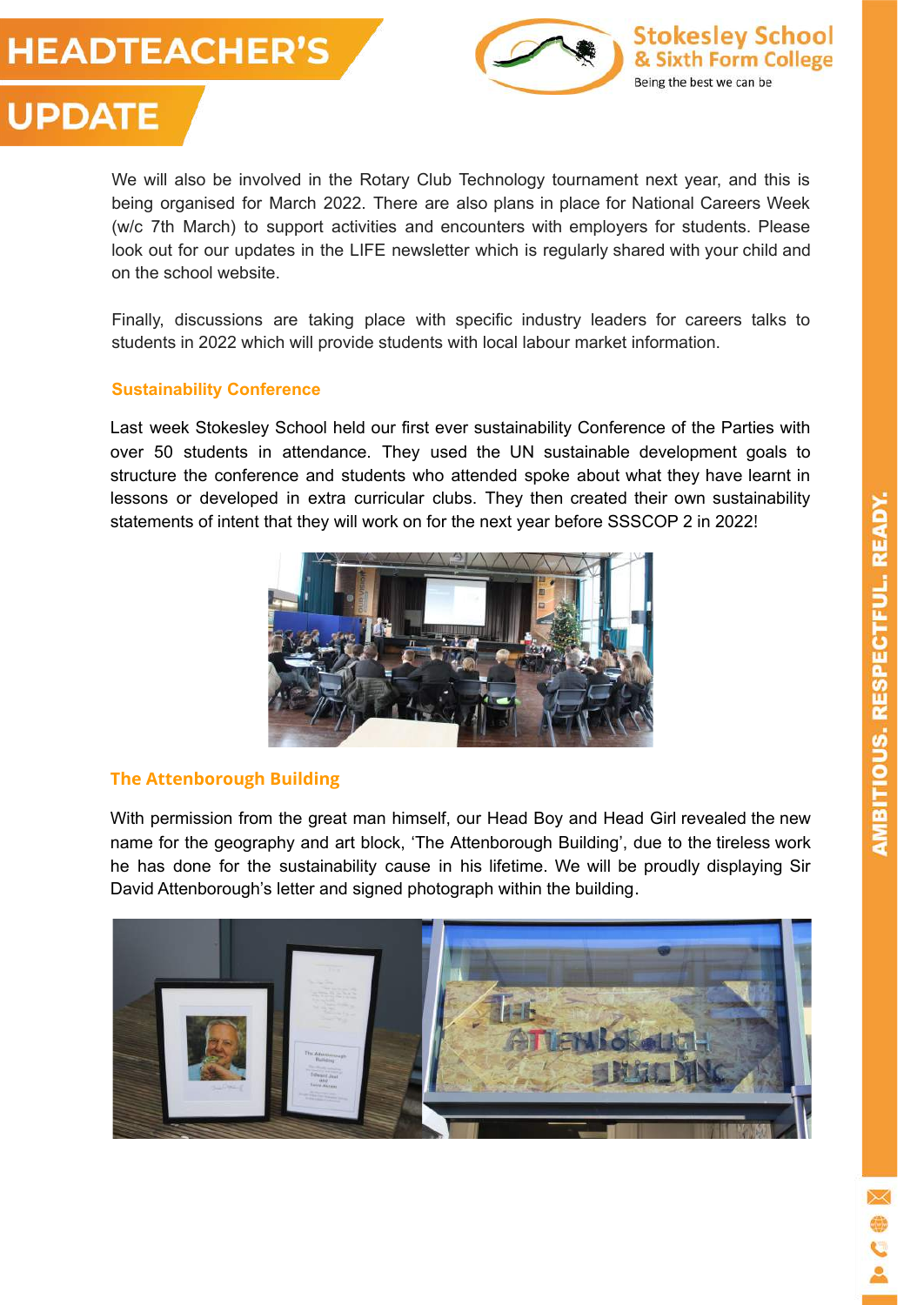We will also be involved in the Rotary Club Technology tournament next year, and this is being organised for March 2022. There are also plans in place for National Careers Week (w/c 7th March) to support activities and encounters with employers for students. Please look out for our updates in the LIFE newsletter which is regularly shared with your child and on the school website.

Finally, discussions are taking place with specific industry leaders for careers talks to students in 2022 which will provide students with local labour market information.

## Sustainability Conference

Last week Stokesley School held our first ever sustainability Conference of the Parties with over 50 students in attendance. They used the UN sustainable development goals to structure the conference and students who attended spoke about what they have learnt in lessons or developed in extra curricular clubs. They then created their own sustainability statements of intent that they will work on for the next year before SSSCOP 2 in 2022!

## The Attenborough Building

With permission from the great man himself, our Head Boy and Head Girl revealed the new name for the geography and art block, 'The Attenborough Building', due to the tireless work he has done for the sustainability cause in his lifetime. We will be proudly displaying Sir David Attenborough's letter and signed photograph within the building.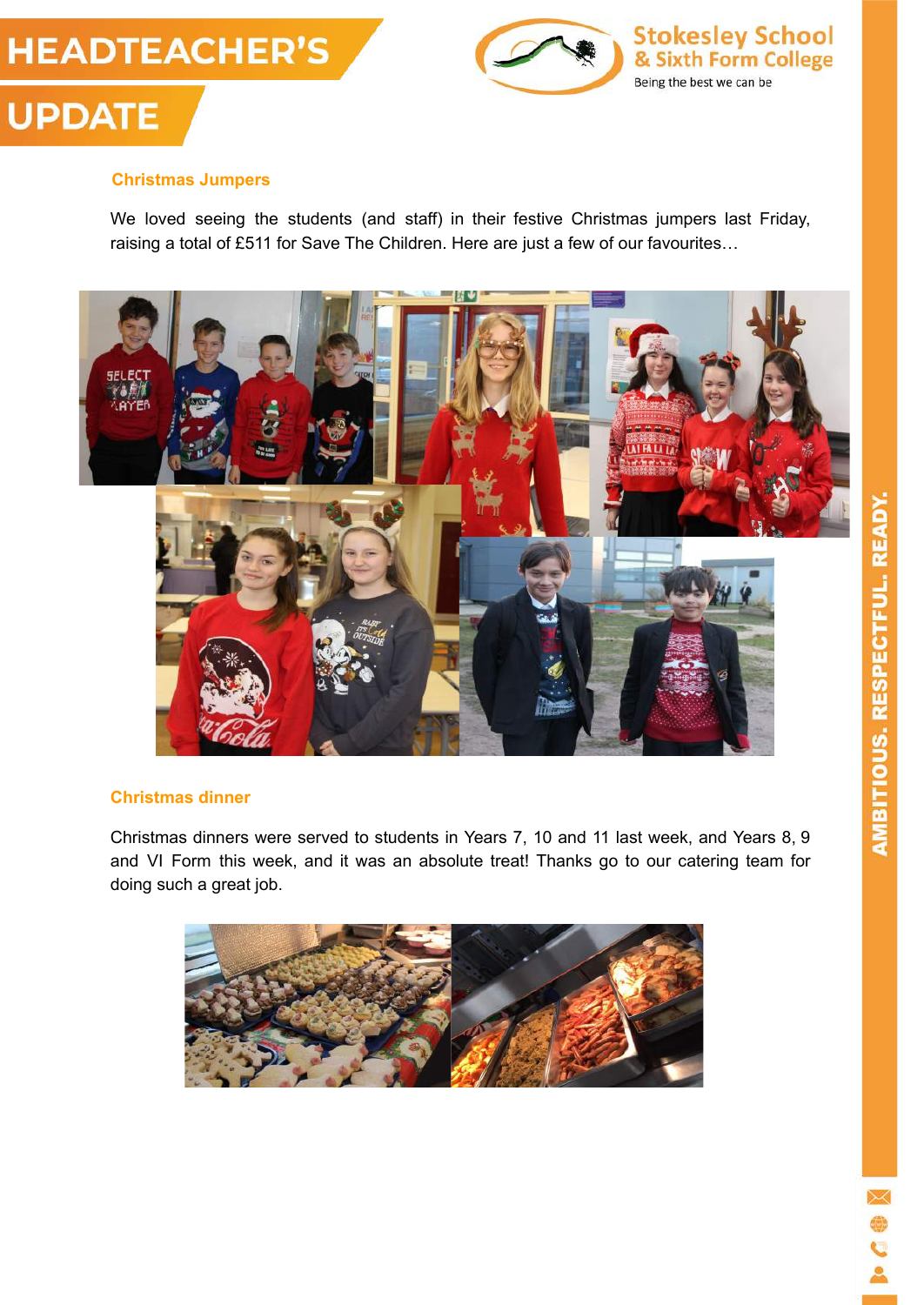## Christmas Jumpers

We loved seeing the students (and staff) in their festive Christmas jumpers last Friday, raising a total of £511 for Save The Children. Here are just a few of our favourites…

## Christmas dinner

Christmas dinners were served to students in Years 7, 10 and 11 last week, and Years 8, 9 and VI Form this week, and it was an absolute treat! Thanks go to our catering team for doing such a great job.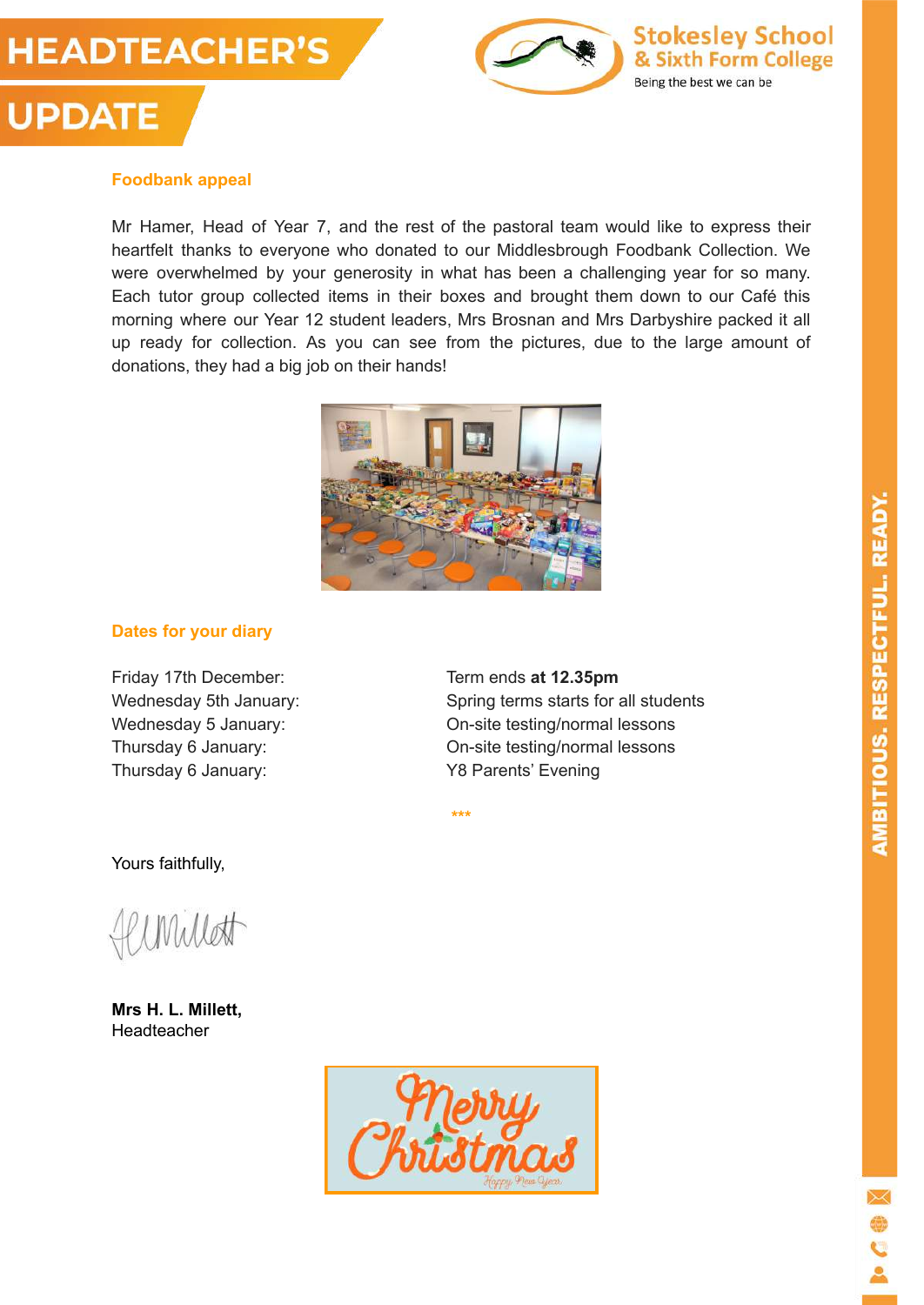# HEADTEACHER'S UPDATE

Stokesley School & Sixth Form College

Being the best we can be

## Foodbank appeal

Mr Hamer, Head of Year 7, and the rest of the pastoral team would like to express their heartfelt thanks to everyone who donated to our Middlesbrough Foodbank Collection. We were overwhelmed by your generosity in what has been a challenging year for so many. Each tutor group collected items in their boxes and brought them down to our Café this morning where our Year 12 student leaders, Mrs Brosnan and Mrs Darbyshire packed it all up ready for collection. As you can see from the pictures, due to the large amount of donations, they had a big job on their hands!

## Dates for your diary

| | |
|---|---|
| Friday 17th December: | Term ends **at 12.35pm** |
| Wednesday 5th January: | Spring terms starts for all students |
| Wednesday 5 January: | On-site testing/normal lessons |
| Thursday 6 January: | On-site testing/normal lessons |
| Thursday 6 January: | Y8 Parents' Evening |

***

Yours faithfully,

**Mrs H. L. Millett,**
Headteacher

AMBITIOUS. RESPECTFUL. READY.